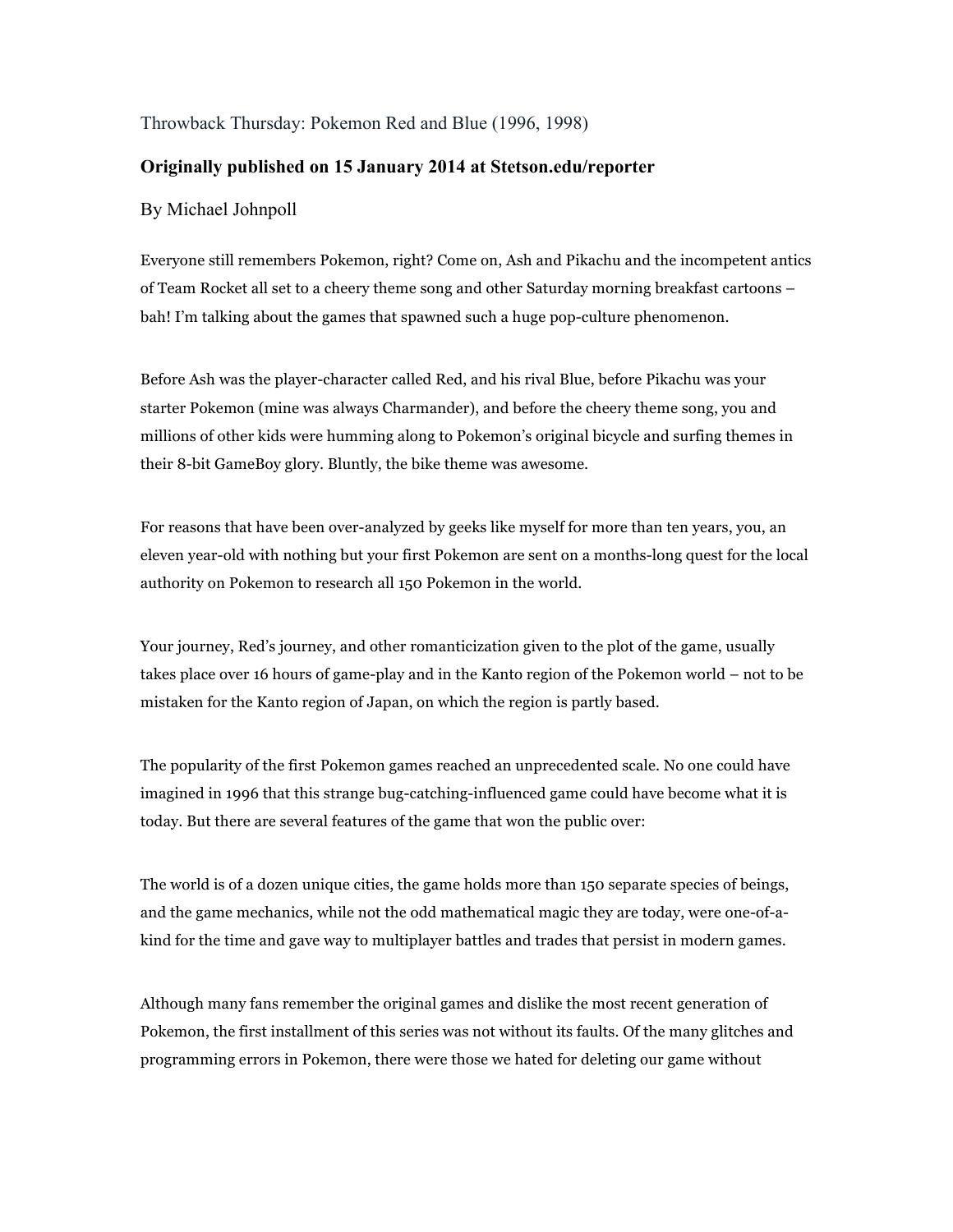Throwback Thursday: Pokemon Red and Blue (1996, 1998)

**Originally published on 15 January 2014 at Stetson.edu/reporter**

By Michael Johnpoll

Everyone still remembers Pokemon, right? Come on, Ash and Pikachu and the incompetent antics of Team Rocket all set to a cheery theme song and other Saturday morning breakfast cartoons – bah! I'm talking about the games that spawned such a huge pop-culture phenomenon.

Before Ash was the player-character called Red, and his rival Blue, before Pikachu was your starter Pokemon (mine was always Charmander), and before the cheery theme song, you and millions of other kids were humming along to Pokemon's original bicycle and surfing themes in their 8-bit GameBoy glory. Bluntly, the bike theme was awesome.

For reasons that have been over-analyzed by geeks like myself for more than ten years, you, an eleven year-old with nothing but your first Pokemon are sent on a months-long quest for the local authority on Pokemon to research all 150 Pokemon in the world.

Your journey, Red's journey, and other romanticization given to the plot of the game, usually takes place over 16 hours of game-play and in the Kanto region of the Pokemon world – not to be mistaken for the Kanto region of Japan, on which the region is partly based.

The popularity of the first Pokemon games reached an unprecedented scale. No one could have imagined in 1996 that this strange bug-catching-influenced game could have become what it is today. But there are several features of the game that won the public over:

The world is of a dozen unique cities, the game holds more than 150 separate species of beings, and the game mechanics, while not the odd mathematical magic they are today, were one-of-a-kind for the time and gave way to multiplayer battles and trades that persist in modern games.

Although many fans remember the original games and dislike the most recent generation of Pokemon, the first installment of this series was not without its faults. Of the many glitches and programming errors in Pokemon, there were those we hated for deleting our game without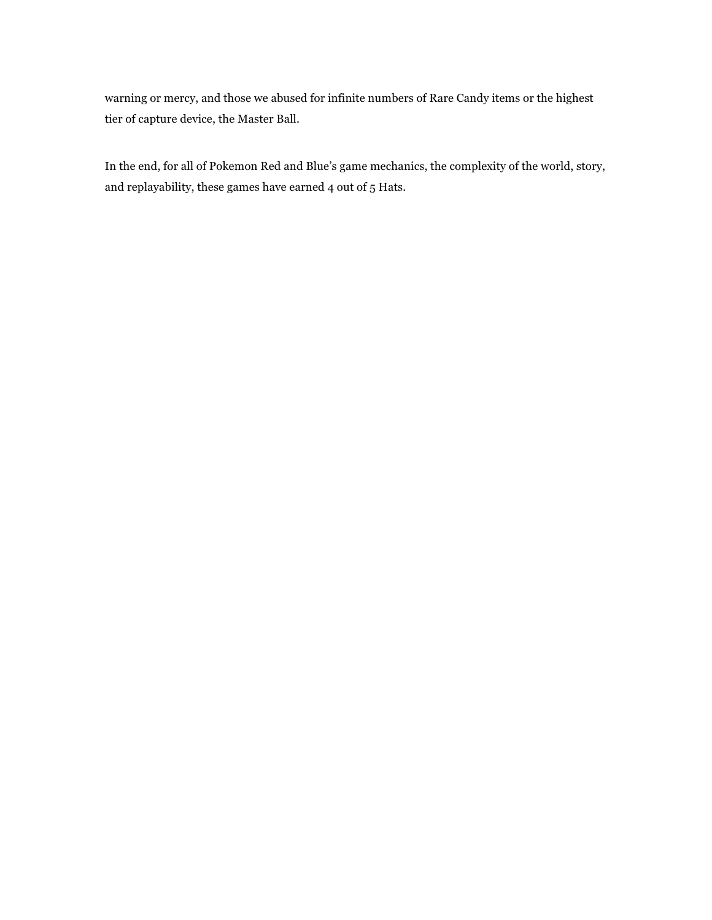warning or mercy, and those we abused for infinite numbers of Rare Candy items or the highest tier of capture device, the Master Ball.

In the end, for all of Pokemon Red and Blue's game mechanics, the complexity of the world, story, and replayability, these games have earned 4 out of 5 Hats.